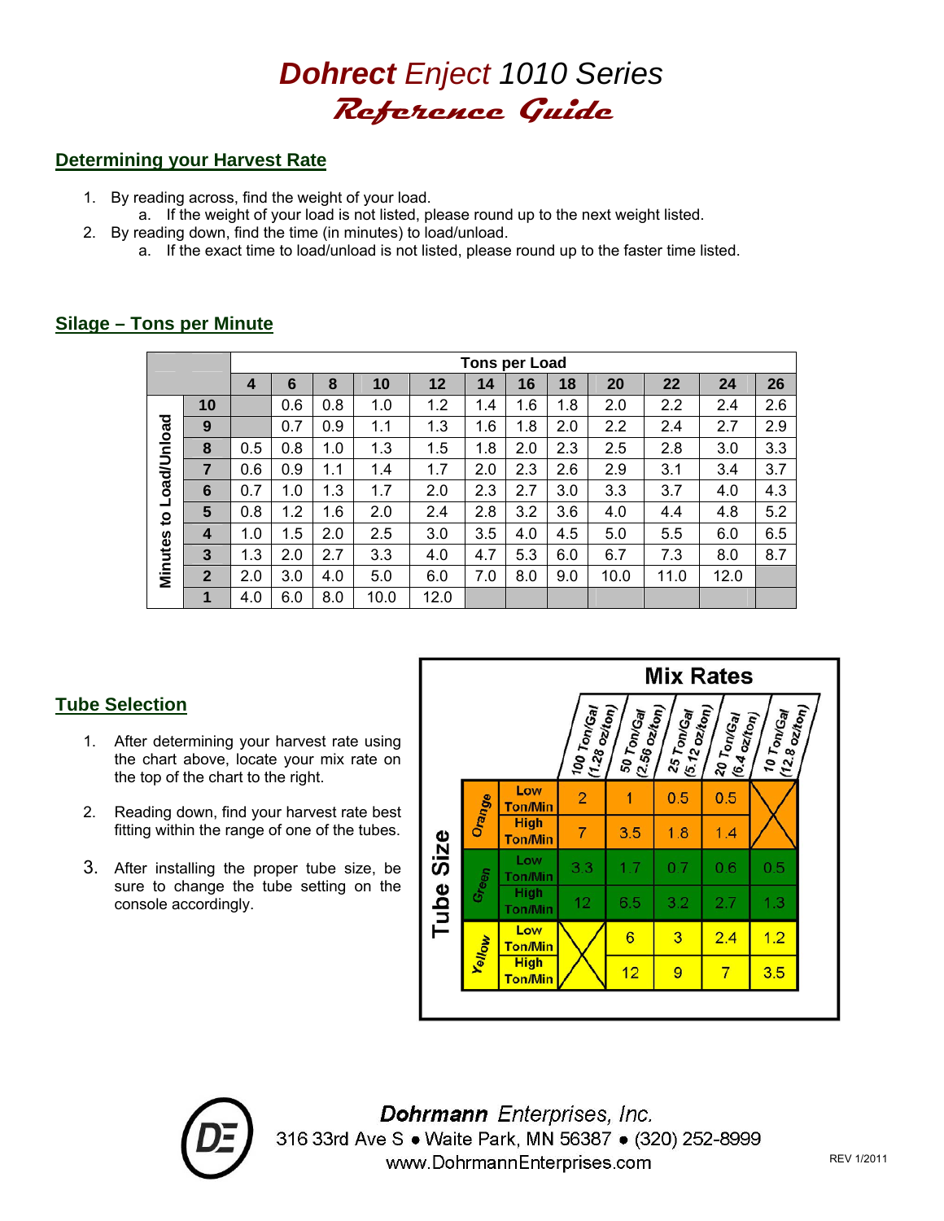# *Dohrect Eject 1010 Series*

## *Reference Guide*

### Determining your Harvest Rate

1. By reading across, find the weight of your load.
   a. If the weight of your load is not listed, please round up to the next weight listed.
2. By reading down, find the time (in minutes) to load/unload.
   a. If the exact time to load/unload is not listed, please round up to the faster time listed.

### Silage – Tons per Minute

| Minutes to Load/Unload | Tons per Load: 4 | 6 | 8 | 10 | 12 | 14 | 16 | 18 | 20 | 22 | 24 | 26 |
|---|---|---|---|---|---|---|---|---|---|---|---|---|
| 10 | | 0.6 | 0.8 | 1.0 | 1.2 | 1.4 | 1.6 | 1.8 | 2.0 | 2.2 | 2.4 | 2.6 |
| 9 | | 0.7 | 0.9 | 1.1 | 1.3 | 1.6 | 1.8 | 2.0 | 2.2 | 2.4 | 2.7 | 2.9 |
| 8 | 0.5 | 0.8 | 1.0 | 1.3 | 1.5 | 1.8 | 2.0 | 2.3 | 2.5 | 2.8 | 3.0 | 3.3 |
| 7 | 0.6 | 0.9 | 1.1 | 1.4 | 1.7 | 2.0 | 2.3 | 2.6 | 2.9 | 3.1 | 3.4 | 3.7 |
| 6 | 0.7 | 1.0 | 1.3 | 1.7 | 2.0 | 2.3 | 2.7 | 3.0 | 3.3 | 3.7 | 4.0 | 4.3 |
| 5 | 0.8 | 1.2 | 1.6 | 2.0 | 2.4 | 2.8 | 3.2 | 3.6 | 4.0 | 4.4 | 4.8 | 5.2 |
| 4 | 1.0 | 1.5 | 2.0 | 2.5 | 3.0 | 3.5 | 4.0 | 4.5 | 5.0 | 5.5 | 6.0 | 6.5 |
| 3 | 1.3 | 2.0 | 2.7 | 3.3 | 4.0 | 4.7 | 5.3 | 6.0 | 6.7 | 7.3 | 8.0 | 8.7 |
| 2 | 2.0 | 3.0 | 4.0 | 5.0 | 6.0 | 7.0 | 8.0 | 9.0 | 10.0 | 11.0 | 12.0 | |
| 1 | 4.0 | 6.0 | 8.0 | 10.0 | 12.0 | | | | | | | |

### Tube Selection

1. After determining your harvest rate using the chart above, locate your mix rate on the top of the chart to the right.
2. Reading down, find your harvest rate best fitting within the range of one of the tubes.
3. After installing the proper tube size, be sure to change the tube setting on the console accordingly.

**Mix Rates**

| Tube Size | | 100 Ton/Gal (1.28 oz/ton) | 50 Ton/Gal (2.56 oz/ton) | 25 Ton/Gal (5.12 oz/ton) | 20 Ton/Gal (6.4 oz/ton) | 10 Ton/Gal (12.8 oz/ton) |
|---|---|---|---|---|---|---|
| Orange | Low Ton/Min | 2 | 1 | 0.5 | 0.5 | X |
| Orange | High Ton/Min | 7 | 3.5 | 1.8 | 1.4 | X |
| Green | Low Ton/Min | 3.3 | 1.7 | 0.7 | 0.6 | 0.5 |
| Green | High Ton/Min | 12 | 6.5 | 3.2 | 2.7 | 1.3 |
| Yellow | Low Ton/Min | X | 6 | 3 | 2.4 | 1.2 |
| Yellow | High Ton/Min | X | 12 | 9 | 7 | 3.5 |

**Dohrmann Enterprises, Inc.**
316 33rd Ave S • Waite Park, MN 56387 • (320) 252-8999
www.DohrmannEnterprises.com

REV 1/2011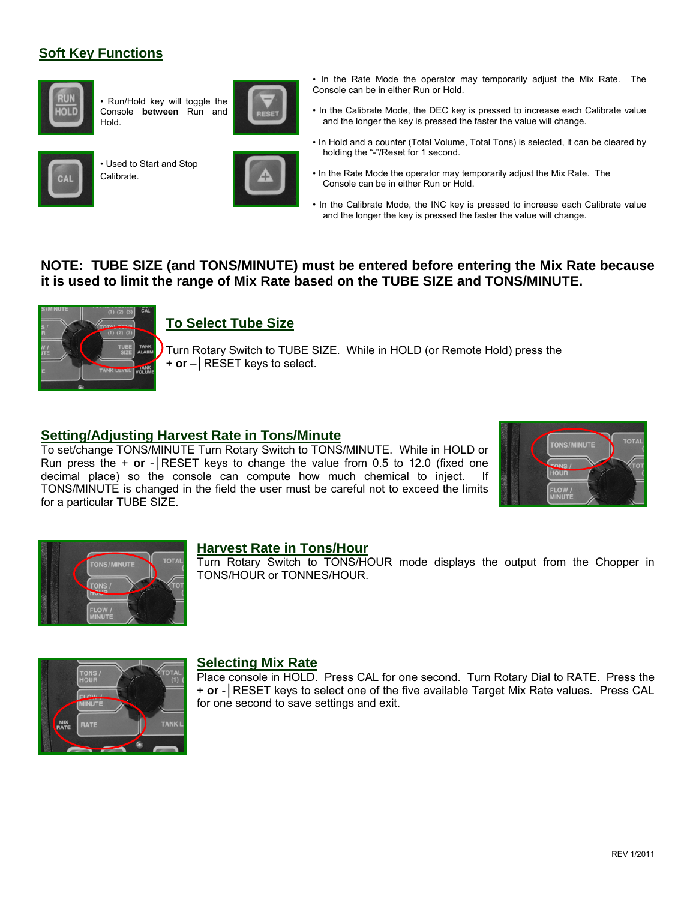## Soft Key Functions

• Run/Hold key will toggle the Console **between** Run and Hold.

• Used to Start and Stop Calibrate.

• In the Rate Mode the operator may temporarily adjust the Mix Rate. The Console can be in either Run or Hold.

• In the Calibrate Mode, the DEC key is pressed to increase each Calibrate value and the longer the key is pressed the faster the value will change.

• In Hold and a counter (Total Volume, Total Tons) is selected, it can be cleared by holding the "-"/Reset for 1 second.

• In the Rate Mode the operator may temporarily adjust the Mix Rate. The Console can be in either Run or Hold.

• In the Calibrate Mode, the INC key is pressed to increase each Calibrate value and the longer the key is pressed the faster the value will change.

**NOTE: TUBE SIZE (and TONS/MINUTE) must be entered before entering the Mix Rate because it is used to limit the range of Mix Rate based on the TUBE SIZE and TONS/MINUTE.**

## To Select Tube Size

Turn Rotary Switch to TUBE SIZE. While in HOLD (or Remote Hold) press the + **or** –│RESET keys to select.

## Setting/Adjusting Harvest Rate in Tons/Minute

To set/change TONS/MINUTE Turn Rotary Switch to TONS/MINUTE. While in HOLD or Run press the + **or** -│RESET keys to change the value from 0.5 to 12.0 (fixed one decimal place) so the console can compute how much chemical to inject. If TONS/MINUTE is changed in the field the user must be careful not to exceed the limits for a particular TUBE SIZE.

## Harvest Rate in Tons/Hour

Turn Rotary Switch to TONS/HOUR mode displays the output from the Chopper in TONS/HOUR or TONNES/HOUR.

## Selecting Mix Rate

Place console in HOLD. Press CAL for one second. Turn Rotary Dial to RATE. Press the + **or** -│RESET keys to select one of the five available Target Mix Rate values. Press CAL for one second to save settings and exit.

REV 1/2011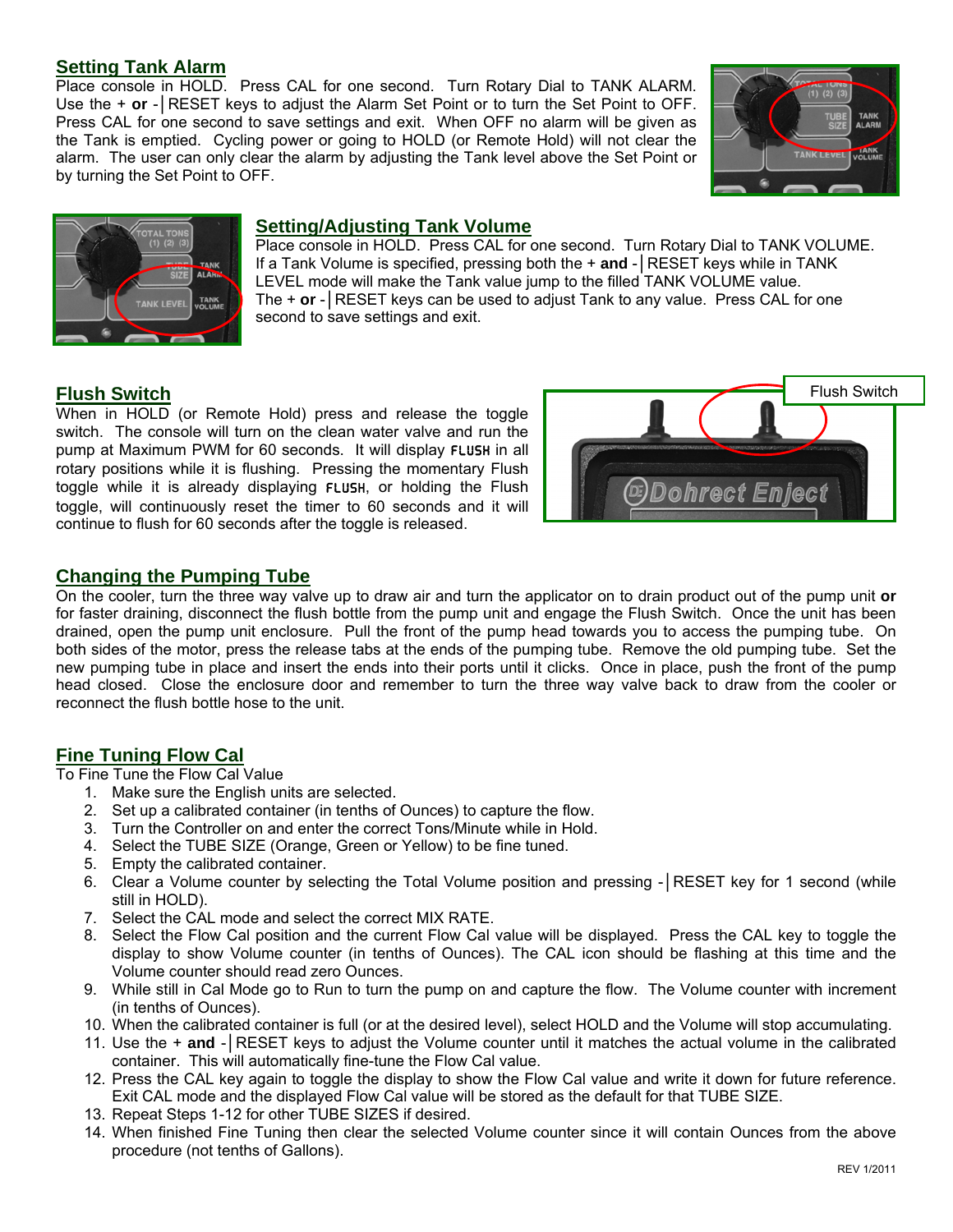## Setting Tank Alarm

Place console in HOLD. Press CAL for one second. Turn Rotary Dial to TANK ALARM. Use the + **or** -│RESET keys to adjust the Alarm Set Point or to turn the Set Point to OFF. Press CAL for one second to save settings and exit. When OFF no alarm will be given as the Tank is emptied. Cycling power or going to HOLD (or Remote Hold) will not clear the alarm. The user can only clear the alarm by adjusting the Tank level above the Set Point or by turning the Set Point to OFF.

## Setting/Adjusting Tank Volume

Place console in HOLD. Press CAL for one second. Turn Rotary Dial to TANK VOLUME. If a Tank Volume is specified, pressing both the + **and** -│RESET keys while in TANK LEVEL mode will make the Tank value jump to the filled TANK VOLUME value. The + **or** -│RESET keys can be used to adjust Tank to any value. Press CAL for one second to save settings and exit.

## Flush Switch

When in HOLD (or Remote Hold) press and release the toggle switch. The console will turn on the clean water valve and run the pump at Maximum PWM for 60 seconds. It will display FLUSH in all rotary positions while it is flushing. Pressing the momentary Flush toggle while it is already displaying FLUSH, or holding the Flush toggle, will continuously reset the timer to 60 seconds and it will continue to flush for 60 seconds after the toggle is released.

Flush Switch

## Changing the Pumping Tube

On the cooler, turn the three way valve up to draw air and turn the applicator on to drain product out of the pump unit **or** for faster draining, disconnect the flush bottle from the pump unit and engage the Flush Switch. Once the unit has been drained, open the pump unit enclosure. Pull the front of the pump head towards you to access the pumping tube. On both sides of the motor, press the release tabs at the ends of the pumping tube. Remove the old pumping tube. Set the new pumping tube in place and insert the ends into their ports until it clicks. Once in place, push the front of the pump head closed. Close the enclosure door and remember to turn the three way valve back to draw from the cooler or reconnect the flush bottle hose to the unit.

## Fine Tuning Flow Cal

To Fine Tune the Flow Cal Value

1. Make sure the English units are selected.
2. Set up a calibrated container (in tenths of Ounces) to capture the flow.
3. Turn the Controller on and enter the correct Tons/Minute while in Hold.
4. Select the TUBE SIZE (Orange, Green or Yellow) to be fine tuned.
5. Empty the calibrated container.
6. Clear a Volume counter by selecting the Total Volume position and pressing -│RESET key for 1 second (while still in HOLD).
7. Select the CAL mode and select the correct MIX RATE.
8. Select the Flow Cal position and the current Flow Cal value will be displayed. Press the CAL key to toggle the display to show Volume counter (in tenths of Ounces). The CAL icon should be flashing at this time and the Volume counter should read zero Ounces.
9. While still in Cal Mode go to Run to turn the pump on and capture the flow. The Volume counter with increment (in tenths of Ounces).
10. When the calibrated container is full (or at the desired level), select HOLD and the Volume will stop accumulating.
11. Use the + **and** -│RESET keys to adjust the Volume counter until it matches the actual volume in the calibrated container. This will automatically fine-tune the Flow Cal value.
12. Press the CAL key again to toggle the display to show the Flow Cal value and write it down for future reference. Exit CAL mode and the displayed Flow Cal value will be stored as the default for that TUBE SIZE.
13. Repeat Steps 1-12 for other TUBE SIZES if desired.
14. When finished Fine Tuning then clear the selected Volume counter since it will contain Ounces from the above procedure (not tenths of Gallons).

REV 1/2011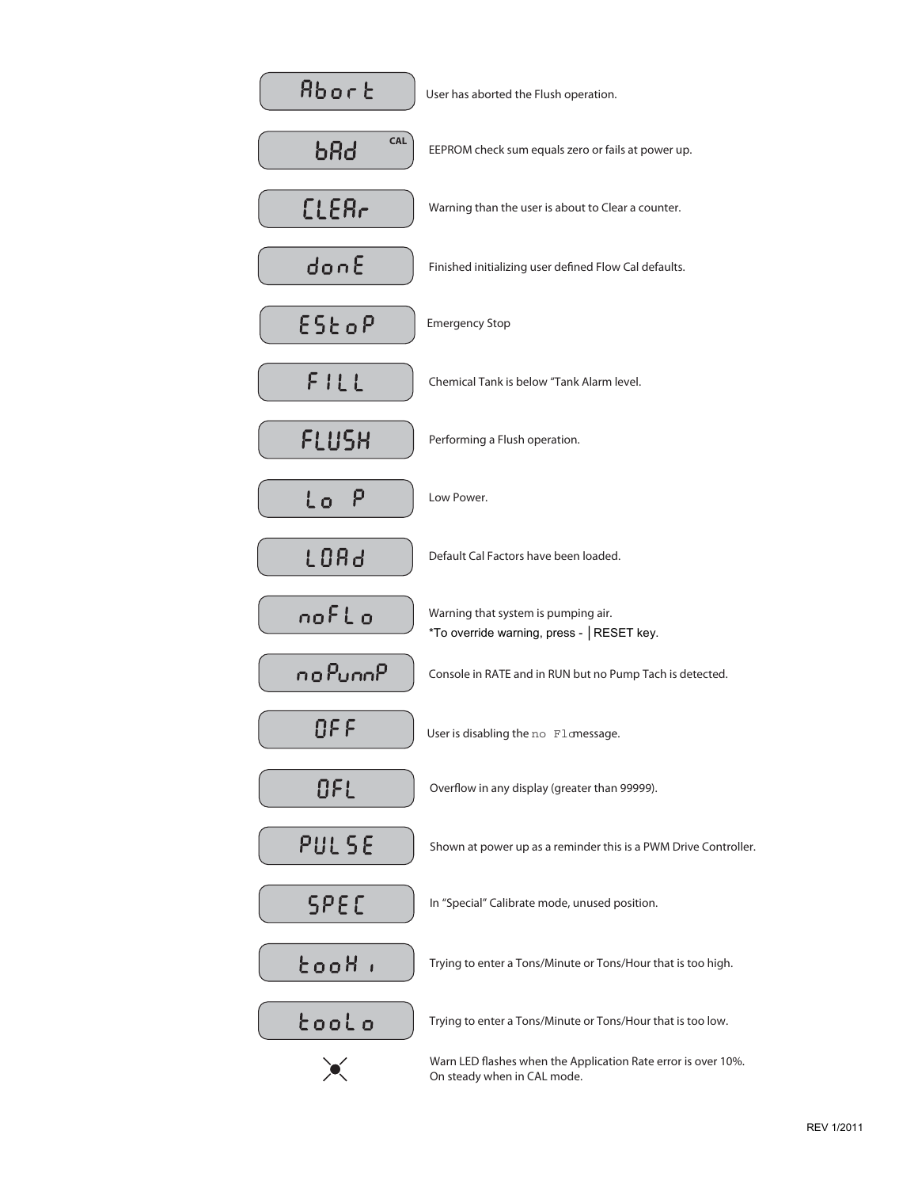| | |
|---|---|
| Abort | User has aborted the Flush operation. |
| bAd (CAL) | EEPROM check sum equals zero or fails at power up. |
| CLEAr | Warning than the user is about to Clear a counter. |
| donE | Finished initializing user defined Flow Cal defaults. |
| EStoP | Emergency Stop |
| FILL | Chemical Tank is below "Tank Alarm level. |
| FLUSH | Performing a Flush operation. |
| Lo P | Low Power. |
| LOAd | Default Cal Factors have been loaded. |
| noFLo | Warning that system is pumping air. *To override warning, press - │RESET key. |
| noPumP | Console in RATE and in RUN but no Pump Tach is detected. |
| OFF | User is disabling the no Flo message. |
| OFL | Overflow in any display (greater than 99999). |
| PULSE | Shown at power up as a reminder this is a PWM Drive Controller. |
| SPEC | In "Special" Calibrate mode, unused position. |
| tooHi | Trying to enter a Tons/Minute or Tons/Hour that is too high. |
| tooLo | Trying to enter a Tons/Minute or Tons/Hour that is too low. |
| Warn LED | Warn LED flashes when the Application Rate error is over 10%. On steady when in CAL mode. |

REV 1/2011